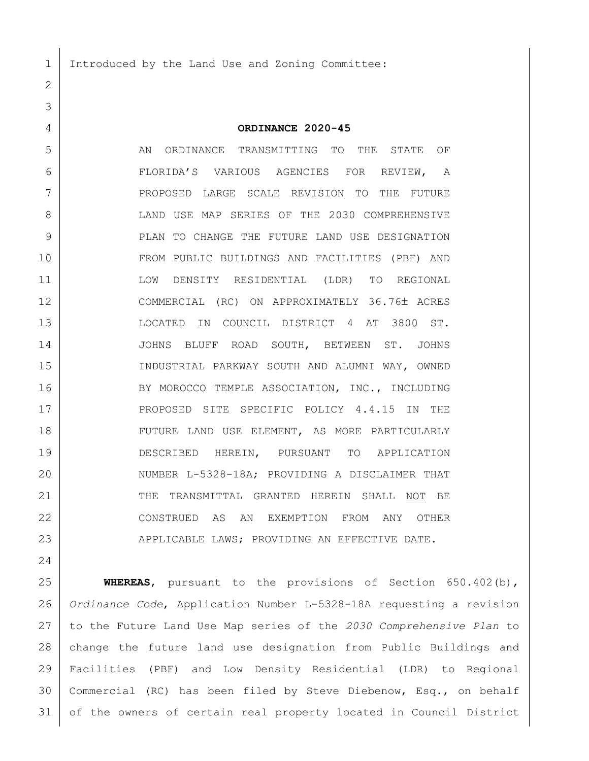Introduced by the Land Use and Zoning Committee:

**ORDINANCE 2020-45**

AN ORDINANCE TRANSMITTING TO THE STATE OF FLORIDA'S VARIOUS AGENCIES FOR REVIEW, A PROPOSED LARGE SCALE REVISION TO THE FUTURE LAND USE MAP SERIES OF THE 2030 COMPREHENSIVE PLAN TO CHANGE THE FUTURE LAND USE DESIGNATION FROM PUBLIC BUILDINGS AND FACILITIES (PBF) AND LOW DENSITY RESIDENTIAL (LDR) TO REGIONAL COMMERCIAL (RC) ON APPROXIMATELY 36.76± ACRES LOCATED IN COUNCIL DISTRICT 4 AT 3800 ST. JOHNS BLUFF ROAD SOUTH, BETWEEN ST. JOHNS INDUSTRIAL PARKWAY SOUTH AND ALUMNI WAY, OWNED BY MOROCCO TEMPLE ASSOCIATION, INC., INCLUDING PROPOSED SITE SPECIFIC POLICY 4.4.15 IN THE FUTURE LAND USE ELEMENT, AS MORE PARTICULARLY DESCRIBED HEREIN, PURSUANT TO APPLICATION NUMBER L-5328-18A; PROVIDING A DISCLAIMER THAT THE TRANSMITTAL GRANTED HEREIN SHALL NOT BE CONSTRUED AS AN EXEMPTION FROM ANY OTHER APPLICABLE LAWS; PROVIDING AN EFFECTIVE DATE.

**WHEREAS**, pursuant to the provisions of Section 650.402(b), *Ordinance Code*, Application Number L-5328-18A requesting a revision to the Future Land Use Map series of the *2030 Comprehensive Plan* to change the future land use designation from Public Buildings and Facilities (PBF) and Low Density Residential (LDR) to Regional Commercial (RC) has been filed by Steve Diebenow, Esq., on behalf of the owners of certain real property located in Council District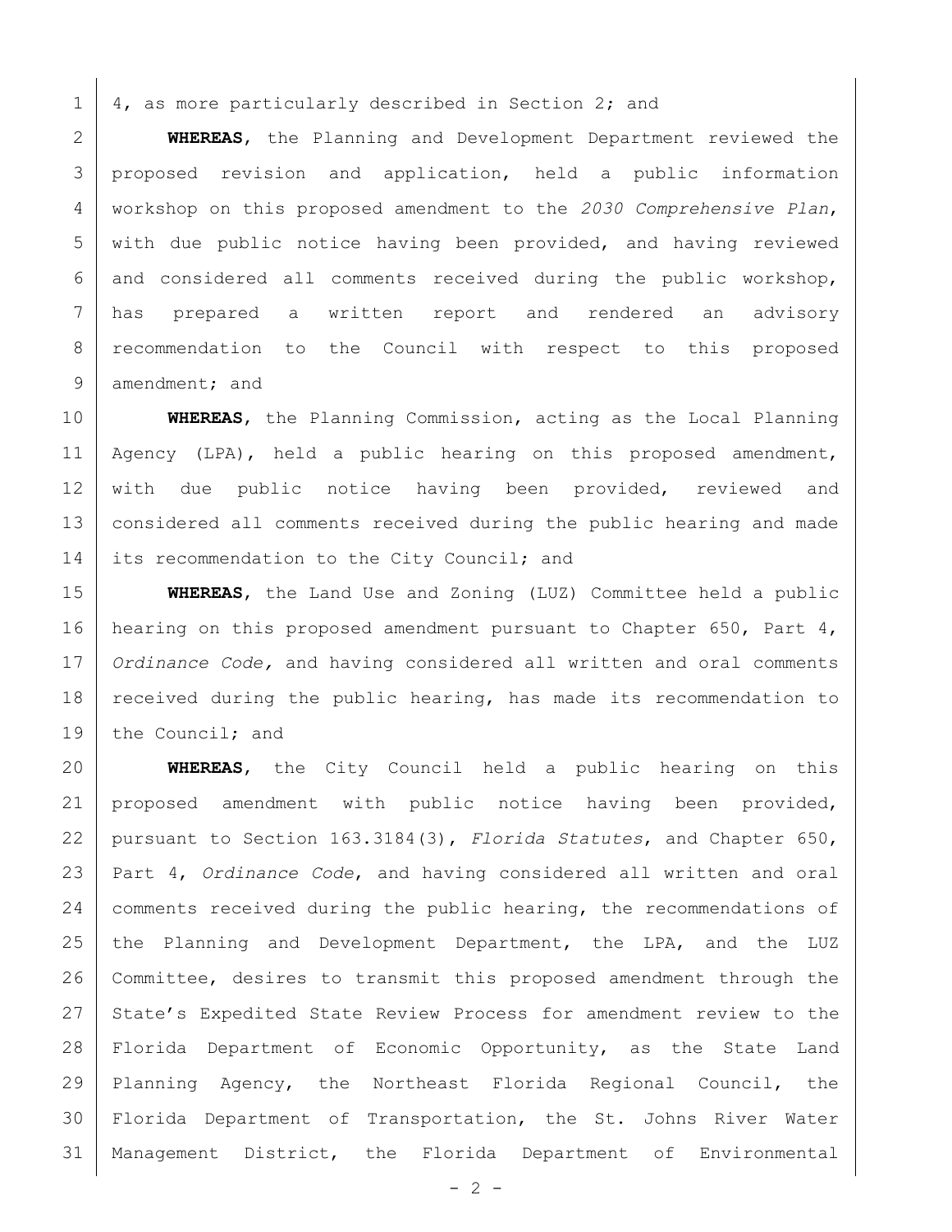4, as more particularly described in Section 2; and

**WHEREAS**, the Planning and Development Department reviewed the proposed revision and application, held a public information workshop on this proposed amendment to the *2030 Comprehensive Plan*, with due public notice having been provided, and having reviewed and considered all comments received during the public workshop, has prepared a written report and rendered an advisory recommendation to the Council with respect to this proposed amendment; and

**WHEREAS**, the Planning Commission, acting as the Local Planning Agency (LPA), held a public hearing on this proposed amendment, with due public notice having been provided, reviewed and considered all comments received during the public hearing and made its recommendation to the City Council; and

**WHEREAS**, the Land Use and Zoning (LUZ) Committee held a public hearing on this proposed amendment pursuant to Chapter 650, Part 4, *Ordinance Code,* and having considered all written and oral comments received during the public hearing, has made its recommendation to the Council; and

**WHEREAS**, the City Council held a public hearing on this proposed amendment with public notice having been provided, pursuant to Section 163.3184(3), *Florida Statutes*, and Chapter 650, Part 4, *Ordinance Code*, and having considered all written and oral comments received during the public hearing, the recommendations of the Planning and Development Department, the LPA, and the LUZ Committee, desires to transmit this proposed amendment through the State's Expedited State Review Process for amendment review to the Florida Department of Economic Opportunity, as the State Land Planning Agency, the Northeast Florida Regional Council, the Florida Department of Transportation, the St. Johns River Water Management District, the Florida Department of Environmental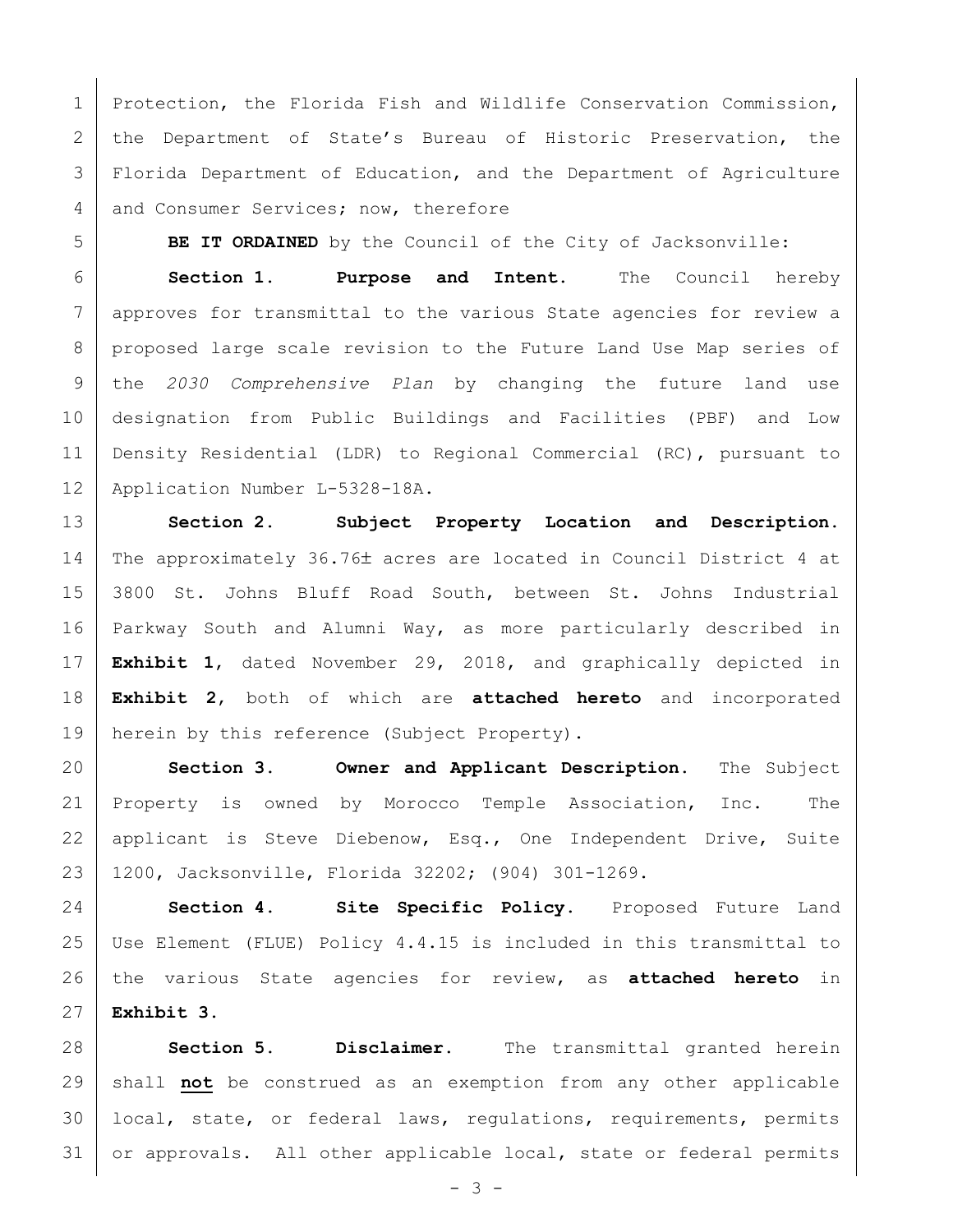Protection, the Florida Fish and Wildlife Conservation Commission, the Department of State's Bureau of Historic Preservation, the Florida Department of Education, and the Department of Agriculture and Consumer Services; now, therefore

**BE IT ORDAINED** by the Council of the City of Jacksonville:

**Section 1. Purpose and Intent.** The Council hereby approves for transmittal to the various State agencies for review a proposed large scale revision to the Future Land Use Map series of the *2030 Comprehensive Plan* by changing the future land use designation from Public Buildings and Facilities (PBF) and Low Density Residential (LDR) to Regional Commercial (RC), pursuant to Application Number L-5328-18A.

**Section 2. Subject Property Location and Description.** The approximately 36.76± acres are located in Council District 4 at 3800 St. Johns Bluff Road South, between St. Johns Industrial Parkway South and Alumni Way, as more particularly described in **Exhibit 1**, dated November 29, 2018, and graphically depicted in **Exhibit 2**, both of which are **attached hereto** and incorporated herein by this reference (Subject Property).

**Section 3. Owner and Applicant Description.** The Subject Property is owned by Morocco Temple Association, Inc. The applicant is Steve Diebenow, Esq., One Independent Drive, Suite 1200, Jacksonville, Florida 32202; (904) 301-1269.

**Section 4. Site Specific Policy.** Proposed Future Land Use Element (FLUE) Policy 4.4.15 is included in this transmittal to the various State agencies for review, as **attached hereto** in **Exhibit 3**.

**Section 5. Disclaimer.** The transmittal granted herein shall **not** be construed as an exemption from any other applicable local, state, or federal laws, regulations, requirements, permits or approvals. All other applicable local, state or federal permits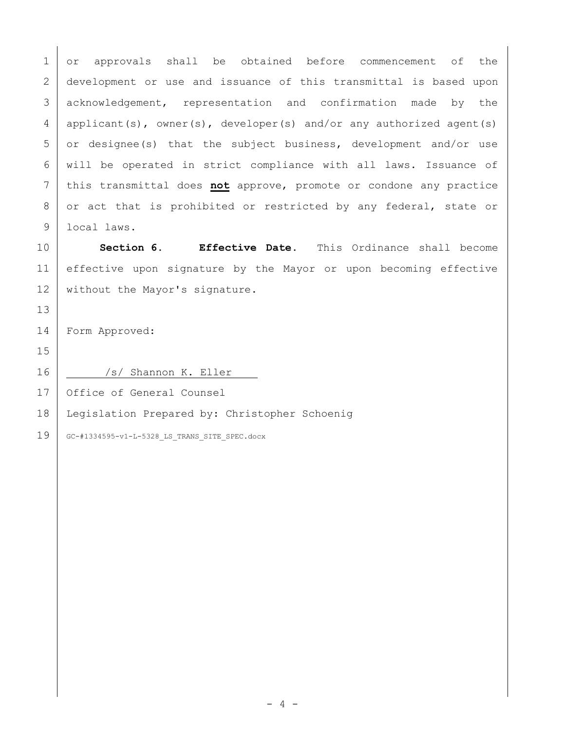or approvals shall be obtained before commencement of the development or use and issuance of this transmittal is based upon acknowledgement, representation and confirmation made by the applicant(s), owner(s), developer(s) and/or any authorized agent(s) or designee(s) that the subject business, development and/or use will be operated in strict compliance with all laws. Issuance of this transmittal does **not** approve, promote or condone any practice or act that is prohibited or restricted by any federal, state or local laws.

**Section 6. Effective Date.** This Ordinance shall become effective upon signature by the Mayor or upon becoming effective without the Mayor's signature.

Form Approved:

/s/ Shannon K. Eller

Office of General Counsel

Legislation Prepared by: Christopher Schoenig

GC-#1334595-v1-L-5328_LS_TRANS_SITE_SPEC.docx